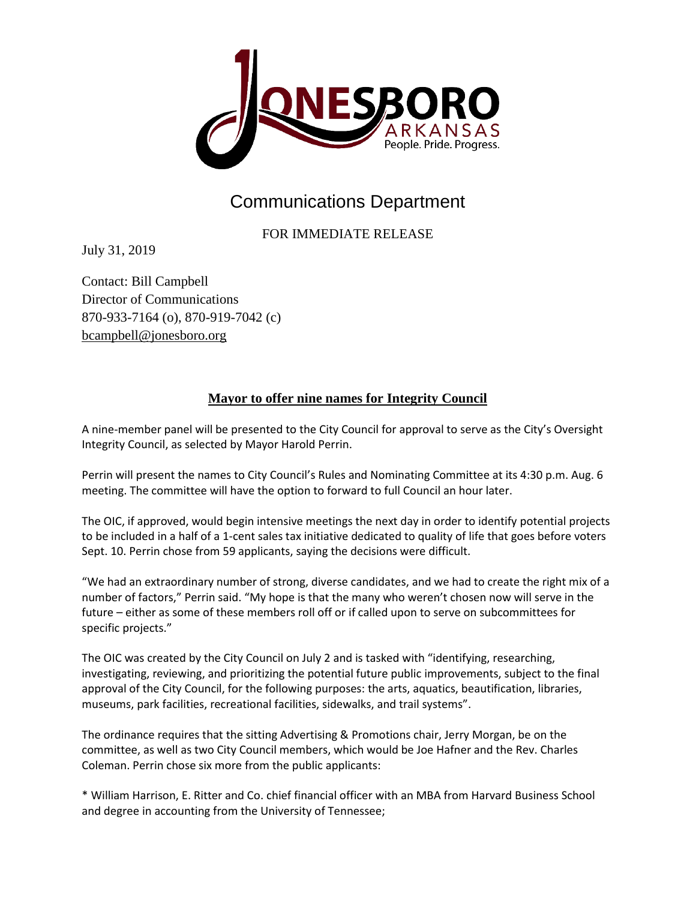JONESBORO ARKANSAS People. Pride. Progress.

# Communications Department

FOR IMMEDIATE RELEASE

July 31, 2019

Contact: Bill Campbell
Director of Communications
870-933-7164 (o), 870-919-7042 (c)
bcampbell@jonesboro.org

## **Mayor to offer nine names for Integrity Council**

A nine-member panel will be presented to the City Council for approval to serve as the City's Oversight Integrity Council, as selected by Mayor Harold Perrin.

Perrin will present the names to City Council's Rules and Nominating Committee at its 4:30 p.m. Aug. 6 meeting. The committee will have the option to forward to full Council an hour later.

The OIC, if approved, would begin intensive meetings the next day in order to identify potential projects to be included in a half of a 1-cent sales tax initiative dedicated to quality of life that goes before voters Sept. 10. Perrin chose from 59 applicants, saying the decisions were difficult.

"We had an extraordinary number of strong, diverse candidates, and we had to create the right mix of a number of factors," Perrin said. "My hope is that the many who weren't chosen now will serve in the future – either as some of these members roll off or if called upon to serve on subcommittees for specific projects."

The OIC was created by the City Council on July 2 and is tasked with "identifying, researching, investigating, reviewing, and prioritizing the potential future public improvements, subject to the final approval of the City Council, for the following purposes: the arts, aquatics, beautification, libraries, museums, park facilities, recreational facilities, sidewalks, and trail systems".

The ordinance requires that the sitting Advertising & Promotions chair, Jerry Morgan, be on the committee, as well as two City Council members, which would be Joe Hafner and the Rev. Charles Coleman. Perrin chose six more from the public applicants:

* William Harrison, E. Ritter and Co. chief financial officer with an MBA from Harvard Business School and degree in accounting from the University of Tennessee;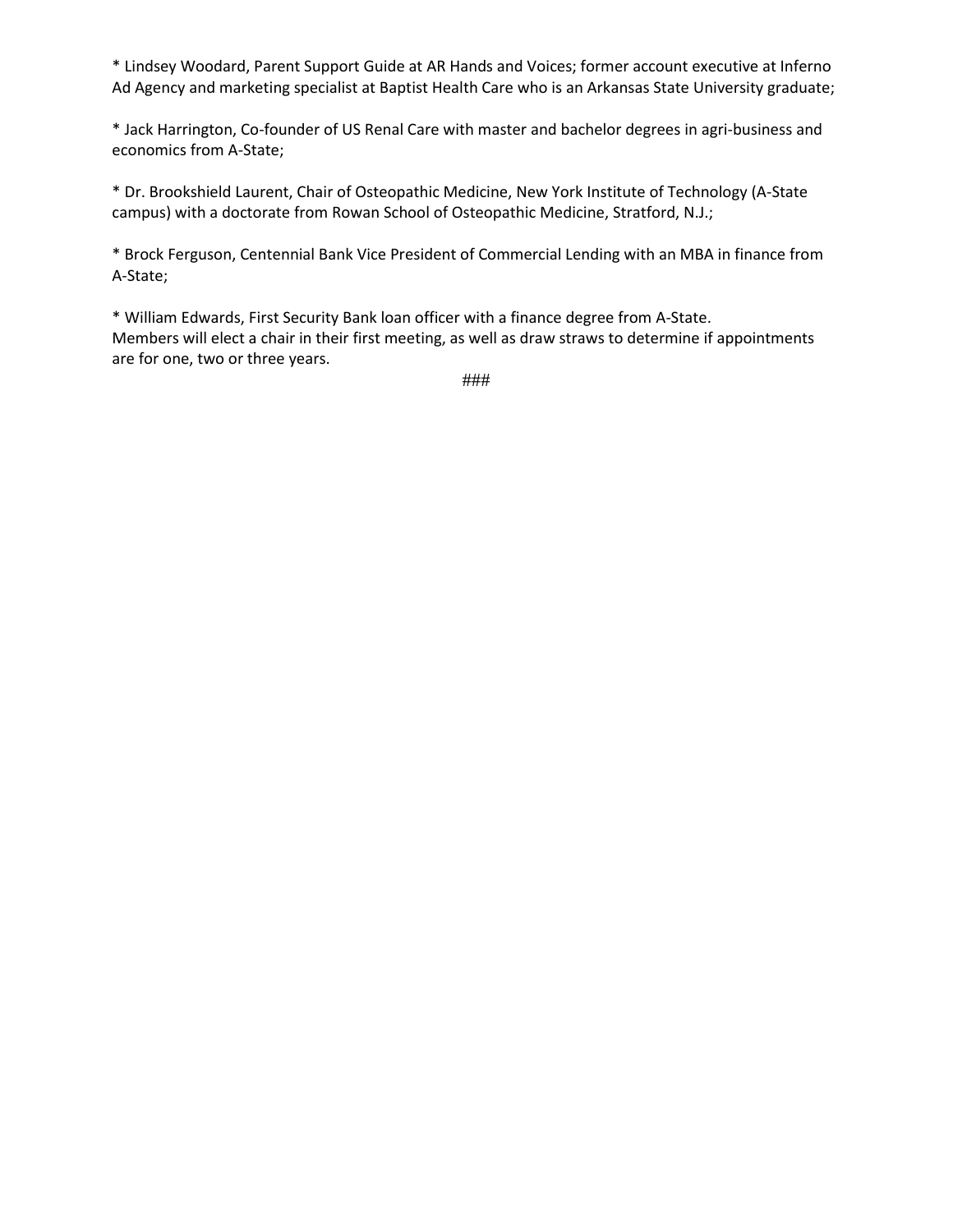* Lindsey Woodard, Parent Support Guide at AR Hands and Voices; former account executive at Inferno Ad Agency and marketing specialist at Baptist Health Care who is an Arkansas State University graduate;

* Jack Harrington, Co-founder of US Renal Care with master and bachelor degrees in agri-business and economics from A-State;

* Dr. Brookshield Laurent, Chair of Osteopathic Medicine, New York Institute of Technology (A-State campus) with a doctorate from Rowan School of Osteopathic Medicine, Stratford, N.J.;

* Brock Ferguson, Centennial Bank Vice President of Commercial Lending with an MBA in finance from A-State;

* William Edwards, First Security Bank loan officer with a finance degree from A-State.

Members will elect a chair in their first meeting, as well as draw straws to determine if appointments are for one, two or three years.

###